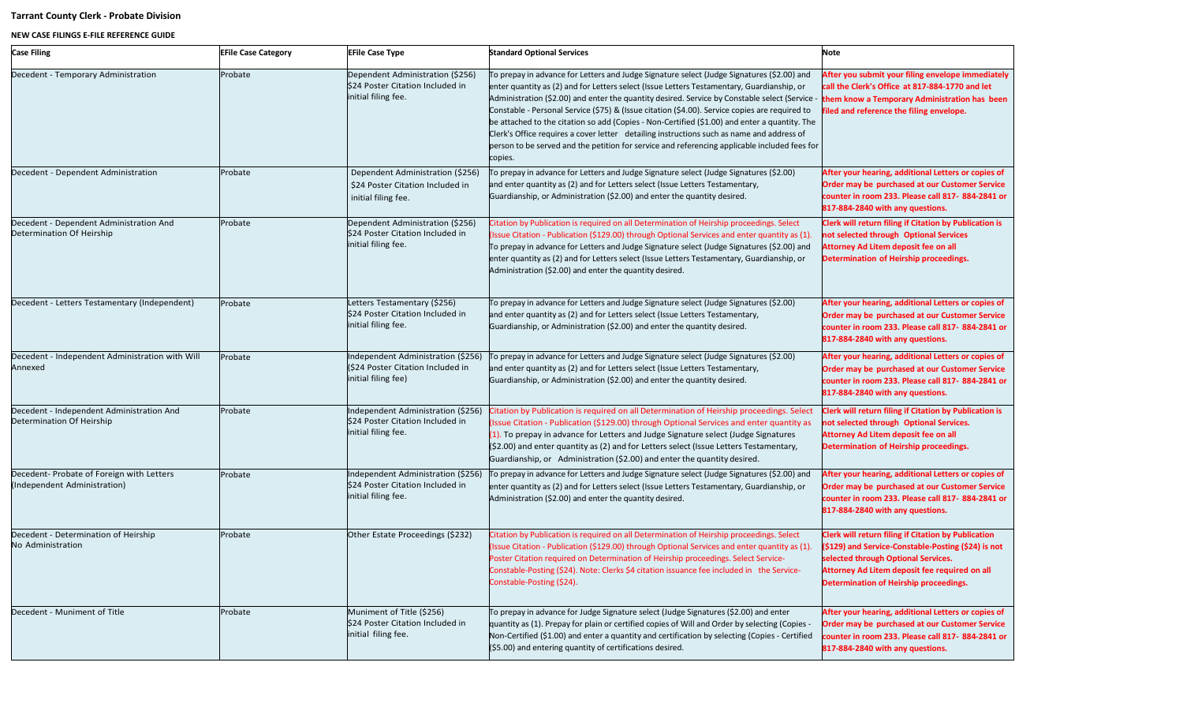**Tarrant County Clerk - Probate Division**

**NEW CASE FILINGS E-FILE REFERENCE GUIDE**

| **Case Filing** | **EFile Case Category** | **EFile Case Type** | **Standard Optional Services** | **Note** |
|---|---|---|---|---|
| Decedent - Temporary Administration | Probate | Dependent Administration ($256) $24 Poster Citation Included in initial filing fee. | To prepay in advance for Letters and Judge Signature select (Judge Signatures ($2.00) and enter quantity as (2) and for Letters select (Issue Letters Testamentary, Guardianship, or Administration ($2.00) and enter the quantity desired. Service by Constable select (Service - Constable - Personal Service ($75) & (Issue citation ($4.00). Service copies are required to be attached to the citation so add (Copies - Non-Certified ($1.00) and enter a quantity. The Clerk's Office requires a cover letter detailing instructions such as name and address of person to be served and the petition for service and referencing applicable included fees for copies. | **After you submit your filing envelope immediately call the Clerk's Office at 817-884-1770 and let them know a Temporary Administration has been filed and reference the filing envelope.** |
| Decedent - Dependent Administration | Probate | Dependent Administration ($256) $24 Poster Citation Included in initial filing fee. | To prepay in advance for Letters and Judge Signature select (Judge Signatures ($2.00) and enter quantity as (2) and for Letters select (Issue Letters Testamentary, Guardianship, or Administration ($2.00) and enter the quantity desired. | **After your hearing, additional Letters or copies of Order may be purchased at our Customer Service counter in room 233. Please call 817- 884-2841 or 817-884-2840 with any questions.** |
| Decedent - Dependent Administration And Determination Of Heirship | Probate | Dependent Administration ($256) $24 Poster Citation Included in initial filing fee. | Citation by Publication is required on all Determination of Heirship proceedings. Select (Issue Citation - Publication ($129.00) through Optional Services and enter quantity as (1). To prepay in advance for Letters and Judge Signature select (Judge Signatures ($2.00) and enter quantity as (2) and for Letters select (Issue Letters Testamentary, Guardianship, or Administration ($2.00) and enter the quantity desired. | **Clerk will return filing if Citation by Publication is not selected through Optional Services Attorney Ad Litem deposit fee on all Determination of Heirship proceedings.** |
| Decedent - Letters Testamentary (Independent) | Probate | Letters Testamentary ($256) $24 Poster Citation Included in initial filing fee. | To prepay in advance for Letters and Judge Signature select (Judge Signatures ($2.00) and enter quantity as (2) and for Letters select (Issue Letters Testamentary, Guardianship, or Administration ($2.00) and enter the quantity desired. | **After your hearing, additional Letters or copies of Order may be purchased at our Customer Service counter in room 233. Please call 817- 884-2841 or 817-884-2840 with any questions.** |
| Decedent - Independent Administration with Will Annexed | Probate | Independent Administration ($256) ($24 Poster Citation Included in initial filing fee) | To prepay in advance for Letters and Judge Signature select (Judge Signatures ($2.00) and enter quantity as (2) and for Letters select (Issue Letters Testamentary, Guardianship, or Administration ($2.00) and enter the quantity desired. | **After your hearing, additional Letters or copies of Order may be purchased at our Customer Service counter in room 233. Please call 817- 884-2841 or 817-884-2840 with any questions.** |
| Decedent - Independent Administration And Determination Of Heirship | Probate | Independent Administration ($256) $24 Poster Citation Included in initial filing fee. | Citation by Publication is required on all Determination of Heirship proceedings. Select (Issue Citation - Publication ($129.00) through Optional Services and enter quantity as (1). To prepay in advance for Letters and Judge Signature select (Judge Signatures ($2.00) and enter quantity as (2) and for Letters select (Issue Letters Testamentary, Guardianship, or Administration ($2.00) and enter the quantity desired. | **Clerk will return filing if Citation by Publication is not selected through Optional Services. Attorney Ad Litem deposit fee on all Determination of Heirship proceedings.** |
| Decedent- Probate of Foreign with Letters (Independent Administration) | Probate | Independent Administration ($256) $24 Poster Citation Included in initial filing fee. | To prepay in advance for Letters and Judge Signature select (Judge Signatures ($2.00) and enter quantity as (2) and for Letters select (Issue Letters Testamentary, Guardianship, or Administration ($2.00) and enter the quantity desired. | **After your hearing, additional Letters or copies of Order may be purchased at our Customer Service counter in room 233. Please call 817- 884-2841 or 817-884-2840 with any questions.** |
| Decedent - Determination of Heirship No Administration | Probate | Other Estate Proceedings ($232) | Citation by Publication is required on all Determination of Heirship proceedings. Select (Issue Citation - Publication ($129.00) through Optional Services and enter quantity as (1). Poster Citation required on Determination of Heirship proceedings. Select Service-Constable-Posting ($24). Note: Clerks $4 citation issuance fee included in the Service-Constable-Posting ($24). | **Clerk will return filing if Citation by Publication ($129) and Service-Constable-Posting ($24) is not selected through Optional Services. Attorney Ad Litem deposit fee required on all Determination of Heirship proceedings.** |
| Decedent - Muniment of Title | Probate | Muniment of Title ($256) $24 Poster Citation Included in initial filing fee. | To prepay in advance for Judge Signature select (Judge Signatures ($2.00) and enter quantity as (1). Prepay for plain or certified copies of Will and Order by selecting (Copies - Non-Certified ($1.00) and enter a quantity and certification by selecting (Copies - Certified ($5.00) and entering quantity of certifications desired. | **After your hearing, additional Letters or copies of Order may be purchased at our Customer Service counter in room 233. Please call 817- 884-2841 or 817-884-2840 with any questions.** |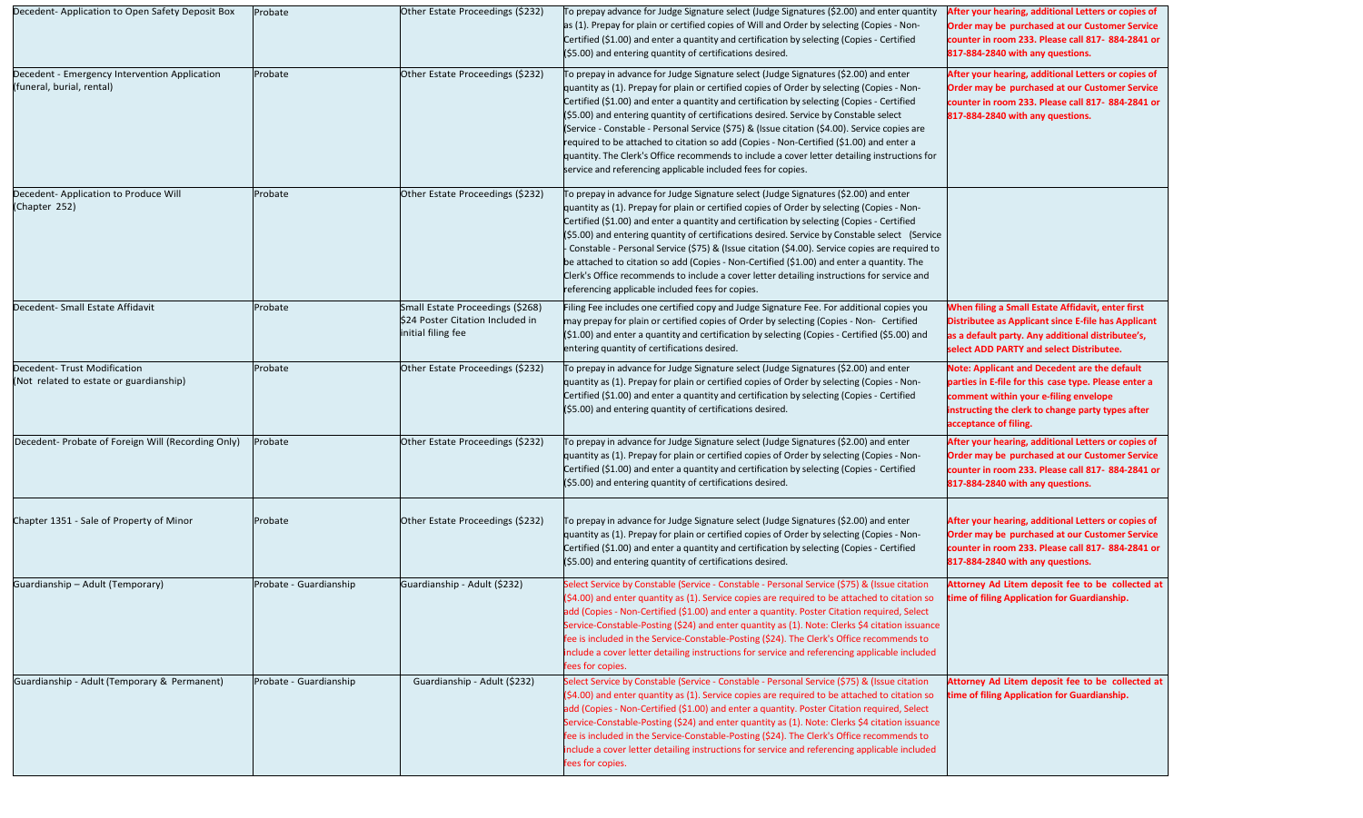| | | | | |
|---|---|---|---|---|
| Decedent- Application to Open Safety Deposit Box | Probate | Other Estate Proceedings ($232) | To prepay advance for Judge Signature select (Judge Signatures ($2.00) and enter quantity as (1). Prepay for plain or certified copies of Will and Order by selecting (Copies - Non-Certified ($1.00) and enter a quantity and certification by selecting (Copies - Certified ($5.00) and entering quantity of certifications desired. | **After your hearing, additional Letters or copies of Order may be purchased at our Customer Service counter in room 233. Please call 817- 884-2841 or 817-884-2840 with any questions.** |
| Decedent - Emergency Intervention Application (funeral, burial, rental) | Probate | Other Estate Proceedings ($232) | To prepay in advance for Judge Signature select (Judge Signatures ($2.00) and enter quantity as (1). Prepay for plain or certified copies of Order by selecting (Copies - Non-Certified ($1.00) and enter a quantity and certification by selecting (Copies - Certified ($5.00) and entering quantity of certifications desired. Service by Constable select (Service - Constable - Personal Service ($75) & (Issue citation ($4.00). Service copies are required to be attached to citation so add (Copies - Non-Certified ($1.00) and enter a quantity. The Clerk's Office recommends to include a cover letter detailing instructions for service and referencing applicable included fees for copies. | **After your hearing, additional Letters or copies of Order may be purchased at our Customer Service counter in room 233. Please call 817- 884-2841 or 817-884-2840 with any questions.** |
| Decedent- Application to Produce Will (Chapter 252) | Probate | Other Estate Proceedings ($232) | To prepay in advance for Judge Signature select (Judge Signatures ($2.00) and enter quantity as (1). Prepay for plain or certified copies of Order by selecting (Copies - Non-Certified ($1.00) and enter a quantity and certification by selecting (Copies - Certified ($5.00) and entering quantity of certifications desired. Service by Constable select (Service - Constable - Personal Service ($75) & (Issue citation ($4.00). Service copies are required to be attached to citation so add (Copies - Non-Certified ($1.00) and enter a quantity. The Clerk's Office recommends to include a cover letter detailing instructions for service and referencing applicable included fees for copies. | |
| Decedent- Small Estate Affidavit | Probate | Small Estate Proceedings ($268) $24 Poster Citation Included in initial filing fee | Filing Fee includes one certified copy and Judge Signature Fee. For additional copies you may prepay for plain or certified copies of Order by selecting (Copies - Non- Certified ($1.00) and enter a quantity and certification by selecting (Copies - Certified ($5.00) and entering quantity of certifications desired. | **When filing a Small Estate Affidavit, enter first Distributee as Applicant since E-file has Applicant as a default party. Any additional distributee's, select ADD PARTY and select Distributee.** |
| Decedent- Trust Modification (Not related to estate or guardianship) | Probate | Other Estate Proceedings ($232) | To prepay in advance for Judge Signature select (Judge Signatures ($2.00) and enter quantity as (1). Prepay for plain or certified copies of Order by selecting (Copies - Non-Certified ($1.00) and enter a quantity and certification by selecting (Copies - Certified ($5.00) and entering quantity of certifications desired. | **Note: Applicant and Decedent are the default parties in E-file for this case type. Please enter a comment within your e-filing envelope instructing the clerk to change party types after acceptance of filing.** |
| Decedent- Probate of Foreign Will (Recording Only) | Probate | Other Estate Proceedings ($232) | To prepay in advance for Judge Signature select (Judge Signatures ($2.00) and enter quantity as (1). Prepay for plain or certified copies of Order by selecting (Copies - Non-Certified ($1.00) and enter a quantity and certification by selecting (Copies - Certified ($5.00) and entering quantity of certifications desired. | **After your hearing, additional Letters or copies of Order may be purchased at our Customer Service counter in room 233. Please call 817- 884-2841 or 817-884-2840 with any questions.** |
| Chapter 1351 - Sale of Property of Minor | Probate | Other Estate Proceedings ($232) | To prepay in advance for Judge Signature select (Judge Signatures ($2.00) and enter quantity as (1). Prepay for plain or certified copies of Order by selecting (Copies - Non-Certified ($1.00) and enter a quantity and certification by selecting (Copies - Certified ($5.00) and entering quantity of certifications desired. | **After your hearing, additional Letters or copies of Order may be purchased at our Customer Service counter in room 233. Please call 817- 884-2841 or 817-884-2840 with any questions.** |
| Guardianship – Adult (Temporary) | Probate - Guardianship | Guardianship - Adult ($232) | Select Service by Constable (Service - Constable - Personal Service ($75) & (Issue citation ($4.00) and enter quantity as (1). Service copies are required to be attached to citation so add (Copies - Non-Certified ($1.00) and enter a quantity. Poster Citation required, Select Service-Constable-Posting ($24) and enter quantity as (1). Note: Clerks $4 citation issuance fee is included in the Service-Constable-Posting ($24). The Clerk's Office recommends to include a cover letter detailing instructions for service and referencing applicable included fees for copies. | **Attorney Ad Litem deposit fee to be collected at time of filing Application for Guardianship.** |
| Guardianship - Adult (Temporary & Permanent) | Probate - Guardianship | Guardianship - Adult ($232) | Select Service by Constable (Service - Constable - Personal Service ($75) & (Issue citation ($4.00) and enter quantity as (1). Service copies are required to be attached to citation so add (Copies - Non-Certified ($1.00) and enter a quantity. Poster Citation required, Select Service-Constable-Posting ($24) and enter quantity as (1). Note: Clerks $4 citation issuance fee is included in the Service-Constable-Posting ($24). The Clerk's Office recommends to include a cover letter detailing instructions for service and referencing applicable included fees for copies. | **Attorney Ad Litem deposit fee to be collected at time of filing Application for Guardianship.** |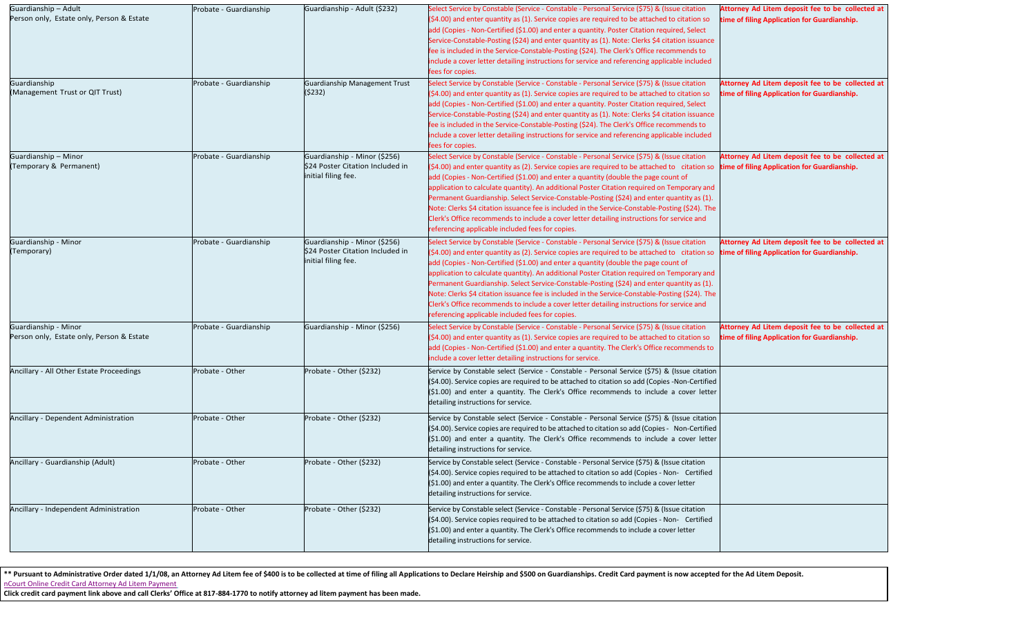| | | | | |
|---|---|---|---|---|
| Guardianship – Adult<br>Person only, Estate only, Person & Estate | Probate - Guardianship | Guardianship - Adult ($232) | Select Service by Constable (Service - Constable - Personal Service ($75) & (Issue citation ($4.00) and enter quantity as (1). Service copies are required to be attached to citation so add (Copies - Non-Certified ($1.00) and enter a quantity. Poster Citation required, Select Service-Constable-Posting ($24) and enter quantity as (1). Note: Clerks $4 citation issuance fee is included in the Service-Constable-Posting ($24). The Clerk's Office recommends to include a cover letter detailing instructions for service and referencing applicable included fees for copies. | **Attorney Ad Litem deposit fee to be collected at time of filing Application for Guardianship.** |
| Guardianship<br>(Management Trust or QIT Trust) | Probate - Guardianship | Guardianship Management Trust ($232) | Select Service by Constable (Service - Constable - Personal Service ($75) & (Issue citation ($4.00) and enter quantity as (1). Service copies are required to be attached to citation so add (Copies - Non-Certified ($1.00) and enter a quantity. Poster Citation required, Select Service-Constable-Posting ($24) and enter quantity as (1). Note: Clerks $4 citation issuance fee is included in the Service-Constable-Posting ($24). The Clerk's Office recommends to include a cover letter detailing instructions for service and referencing applicable included fees for copies. | **Attorney Ad Litem deposit fee to be collected at time of filing Application for Guardianship.** |
| Guardianship – Minor<br>(Temporary & Permanent) | Probate - Guardianship | Guardianship - Minor ($256)<br>$24 Poster Citation Included in initial filing fee. | Select Service by Constable (Service - Constable - Personal Service ($75) & (Issue citation ($4.00) and enter quantity as (2). Service copies are required to be attached to citation so add (Copies - Non-Certified ($1.00) and enter a quantity (double the page count of application to calculate quantity). An additional Poster Citation required on Temporary and Permanent Guardianship. Select Service-Constable-Posting ($24) and enter quantity as (1). Note: Clerks $4 citation issuance fee is included in the Service-Constable-Posting ($24). The Clerk's Office recommends to include a cover letter detailing instructions for service and referencing applicable included fees for copies. | **Attorney Ad Litem deposit fee to be collected at time of filing Application for Guardianship.** |
| Guardianship - Minor<br>(Temporary) | Probate - Guardianship | Guardianship - Minor ($256)<br>$24 Poster Citation Included in initial filing fee. | Select Service by Constable (Service - Constable - Personal Service ($75) & (Issue citation ($4.00) and enter quantity as (2). Service copies are required to be attached to citation so add (Copies - Non-Certified ($1.00) and enter a quantity (double the page count of application to calculate quantity). An additional Poster Citation required on Temporary and Permanent Guardianship. Select Service-Constable-Posting ($24) and enter quantity as (1). Note: Clerks $4 citation issuance fee is included in the Service-Constable-Posting ($24). The Clerk's Office recommends to include a cover letter detailing instructions for service and referencing applicable included fees for copies. | **Attorney Ad Litem deposit fee to be collected at time of filing Application for Guardianship.** |
| Guardianship - Minor<br>Person only, Estate only, Person & Estate | Probate - Guardianship | Guardianship - Minor ($256) | Select Service by Constable (Service - Constable - Personal Service ($75) & (Issue citation ($4.00) and enter quantity as (1). Service copies are required to be attached to citation so add (Copies - Non-Certified ($1.00) and enter a quantity. The Clerk's Office recommends to include a cover letter detailing instructions for service. | **Attorney Ad Litem deposit fee to be collected at time of filing Application for Guardianship.** |
| Ancillary - All Other Estate Proceedings | Probate - Other | Probate - Other ($232) | Service by Constable select (Service - Constable - Personal Service ($75) & (Issue citation ($4.00). Service copies are required to be attached to citation so add (Copies -Non-Certified ($1.00) and enter a quantity. The Clerk's Office recommends to include a cover letter detailing instructions for service. | |
| Ancillary - Dependent Administration | Probate - Other | Probate - Other ($232) | Service by Constable select (Service - Constable - Personal Service ($75) & (Issue citation ($4.00). Service copies are required to be attached to citation so add (Copies - Non-Certified ($1.00) and enter a quantity. The Clerk's Office recommends to include a cover letter detailing instructions for service. | |
| Ancillary - Guardianship (Adult) | Probate - Other | Probate - Other ($232) | Service by Constable select (Service - Constable - Personal Service ($75) & (Issue citation ($4.00). Service copies required to be attached to citation so add (Copies - Non- Certified ($1.00) and enter a quantity. The Clerk's Office recommends to include a cover letter detailing instructions for service. | |
| Ancillary - Independent Administration | Probate - Other | Probate - Other ($232) | Service by Constable select (Service - Constable - Personal Service ($75) & (Issue citation ($4.00). Service copies required to be attached to citation so add (Copies - Non- Certified ($1.00) and enter a quantity. The Clerk's Office recommends to include a cover letter detailing instructions for service. | |

**** Pursuant to Administrative Order dated 1/1/08, an Attorney Ad Litem fee of $400 is to be collected at time of filing all Applications to Declare Heirship and $500 on Guardianships. Credit Card payment is now accepted for the Ad Litem Deposit.**

nCourt Online Credit Card Attorney Ad Litem Payment

**Click credit card payment link above and call Clerks' Office at 817-884-1770 to notify attorney ad litem payment has been made.**